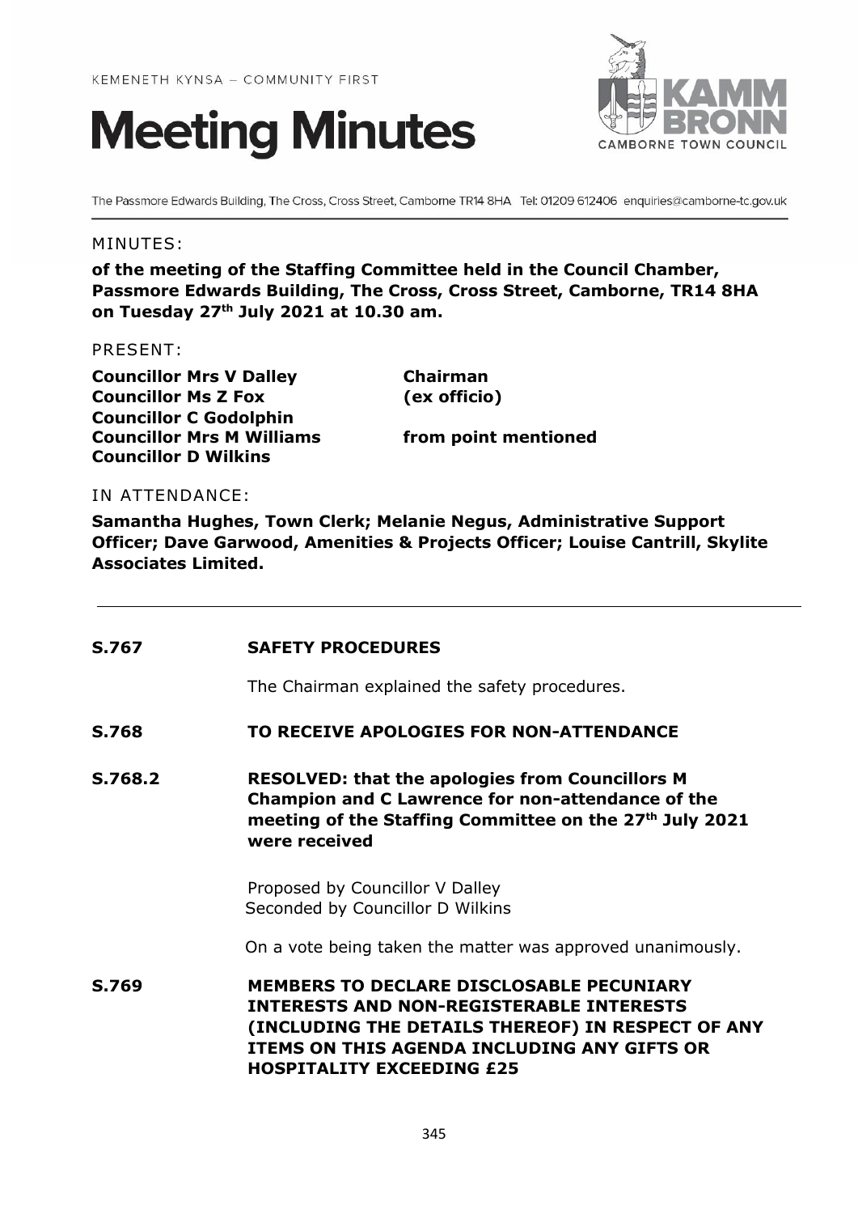KEMENETH KYNSA – COMMUNITY FIRST

# Meeting Minutes

KAMM BRONN
CAMBORNE TOWN COUNCIL

The Passmore Edwards Building, The Cross, Cross Street, Camborne TR14 8HA Tel: 01209 612406 enquiries@camborne-tc.gov.uk

MINUTES:

**of the meeting of the Staffing Committee held in the Council Chamber, Passmore Edwards Building, The Cross, Cross Street, Camborne, TR14 8HA on Tuesday 27th July 2021 at 10.30 am.**

PRESENT:

| | |
|---|---|
| **Councillor Mrs V Dalley** | **Chairman** |
| **Councillor Ms Z Fox** | **(ex officio)** |
| **Councillor C Godolphin** | |
| **Councillor Mrs M Williams** | **from point mentioned** |
| **Councillor D Wilkins** | |

IN ATTENDANCE:

**Samantha Hughes, Town Clerk; Melanie Negus, Administrative Support Officer; Dave Garwood, Amenities & Projects Officer; Louise Cantrill, Skylite Associates Limited.**

---

**S.767 SAFETY PROCEDURES**

The Chairman explained the safety procedures.

**S.768 TO RECEIVE APOLOGIES FOR NON-ATTENDANCE**

**S.768.2 RESOLVED: that the apologies from Councillors M Champion and C Lawrence for non-attendance of the meeting of the Staffing Committee on the 27th July 2021 were received**

Proposed by Councillor V Dalley
Seconded by Councillor D Wilkins

On a vote being taken the matter was approved unanimously.

**S.769 MEMBERS TO DECLARE DISCLOSABLE PECUNIARY INTERESTS AND NON-REGISTERABLE INTERESTS (INCLUDING THE DETAILS THEREOF) IN RESPECT OF ANY ITEMS ON THIS AGENDA INCLUDING ANY GIFTS OR HOSPITALITY EXCEEDING £25**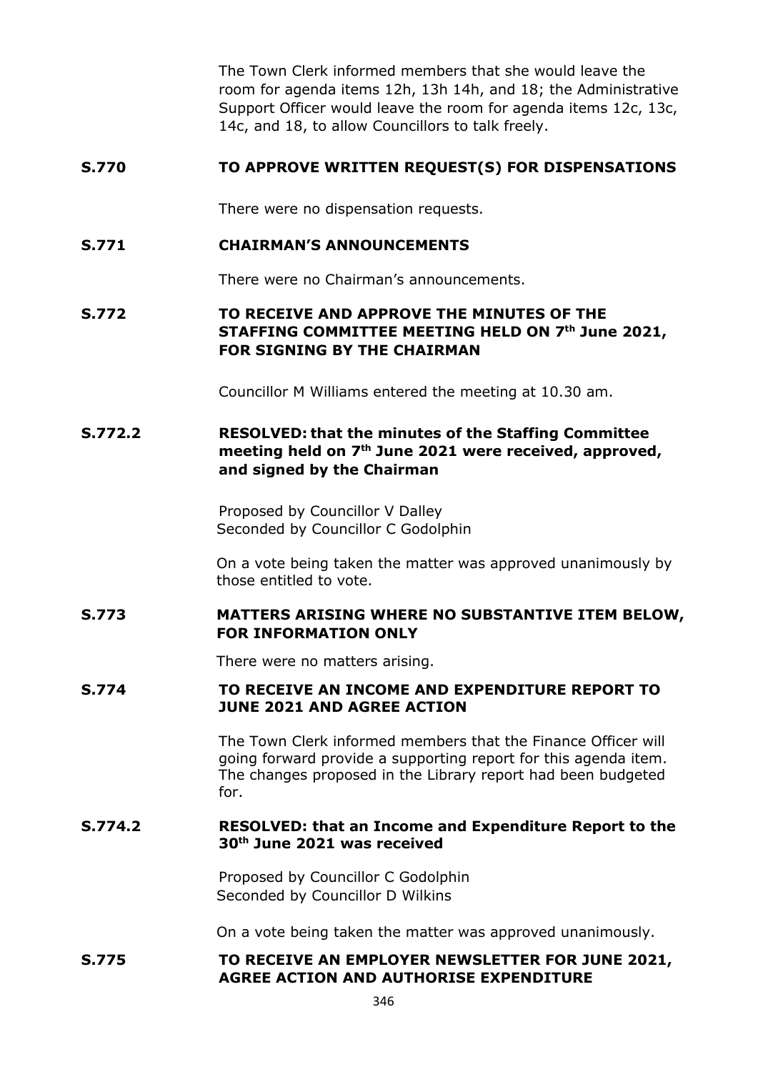The Town Clerk informed members that she would leave the room for agenda items 12h, 13h 14h, and 18; the Administrative Support Officer would leave the room for agenda items 12c, 13c, 14c, and 18, to allow Councillors to talk freely.

**S.770 TO APPROVE WRITTEN REQUEST(S) FOR DISPENSATIONS**

There were no dispensation requests.

**S.771 CHAIRMAN'S ANNOUNCEMENTS**

There were no Chairman's announcements.

**S.772 TO RECEIVE AND APPROVE THE MINUTES OF THE STAFFING COMMITTEE MEETING HELD ON 7th June 2021, FOR SIGNING BY THE CHAIRMAN**

Councillor M Williams entered the meeting at 10.30 am.

**S.772.2 RESOLVED: that the minutes of the Staffing Committee meeting held on 7th June 2021 were received, approved, and signed by the Chairman**

Proposed by Councillor V Dalley
Seconded by Councillor C Godolphin

On a vote being taken the matter was approved unanimously by those entitled to vote.

**S.773 MATTERS ARISING WHERE NO SUBSTANTIVE ITEM BELOW, FOR INFORMATION ONLY**

There were no matters arising.

**S.774 TO RECEIVE AN INCOME AND EXPENDITURE REPORT TO JUNE 2021 AND AGREE ACTION**

The Town Clerk informed members that the Finance Officer will going forward provide a supporting report for this agenda item. The changes proposed in the Library report had been budgeted for.

**S.774.2 RESOLVED: that an Income and Expenditure Report to the 30th June 2021 was received**

Proposed by Councillor C Godolphin
Seconded by Councillor D Wilkins

On a vote being taken the matter was approved unanimously.

**S.775 TO RECEIVE AN EMPLOYER NEWSLETTER FOR JUNE 2021, AGREE ACTION AND AUTHORISE EXPENDITURE**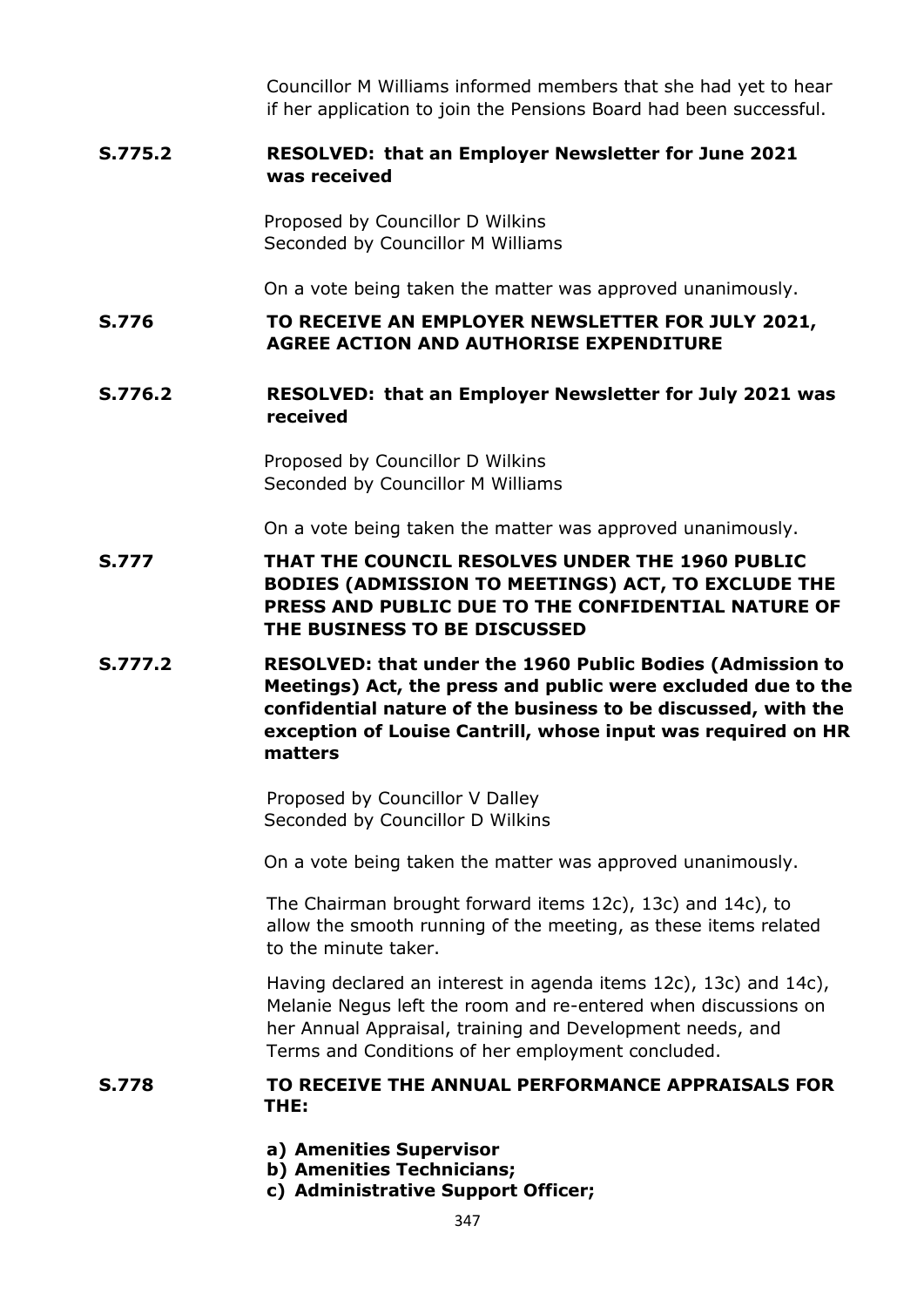Councillor M Williams informed members that she had yet to hear if her application to join the Pensions Board had been successful.

**S.775.2** **RESOLVED: that an Employer Newsletter for June 2021 was received**

Proposed by Councillor D Wilkins
Seconded by Councillor M Williams

On a vote being taken the matter was approved unanimously.

**S.776** **TO RECEIVE AN EMPLOYER NEWSLETTER FOR JULY 2021, AGREE ACTION AND AUTHORISE EXPENDITURE**

**S.776.2** **RESOLVED: that an Employer Newsletter for July 2021 was received**

Proposed by Councillor D Wilkins
Seconded by Councillor M Williams

On a vote being taken the matter was approved unanimously.

**S.777** **THAT THE COUNCIL RESOLVES UNDER THE 1960 PUBLIC BODIES (ADMISSION TO MEETINGS) ACT, TO EXCLUDE THE PRESS AND PUBLIC DUE TO THE CONFIDENTIAL NATURE OF THE BUSINESS TO BE DISCUSSED**

**S.777.2** **RESOLVED: that under the 1960 Public Bodies (Admission to Meetings) Act, the press and public were excluded due to the confidential nature of the business to be discussed, with the exception of Louise Cantrill, whose input was required on HR matters**

Proposed by Councillor V Dalley
Seconded by Councillor D Wilkins

On a vote being taken the matter was approved unanimously.

The Chairman brought forward items 12c), 13c) and 14c), to allow the smooth running of the meeting, as these items related to the minute taker.

Having declared an interest in agenda items 12c), 13c) and 14c), Melanie Negus left the room and re-entered when discussions on her Annual Appraisal, training and Development needs, and Terms and Conditions of her employment concluded.

**S.778** **TO RECEIVE THE ANNUAL PERFORMANCE APPRAISALS FOR THE:**

**a) Amenities Supervisor**
**b) Amenities Technicians;**
**c) Administrative Support Officer;**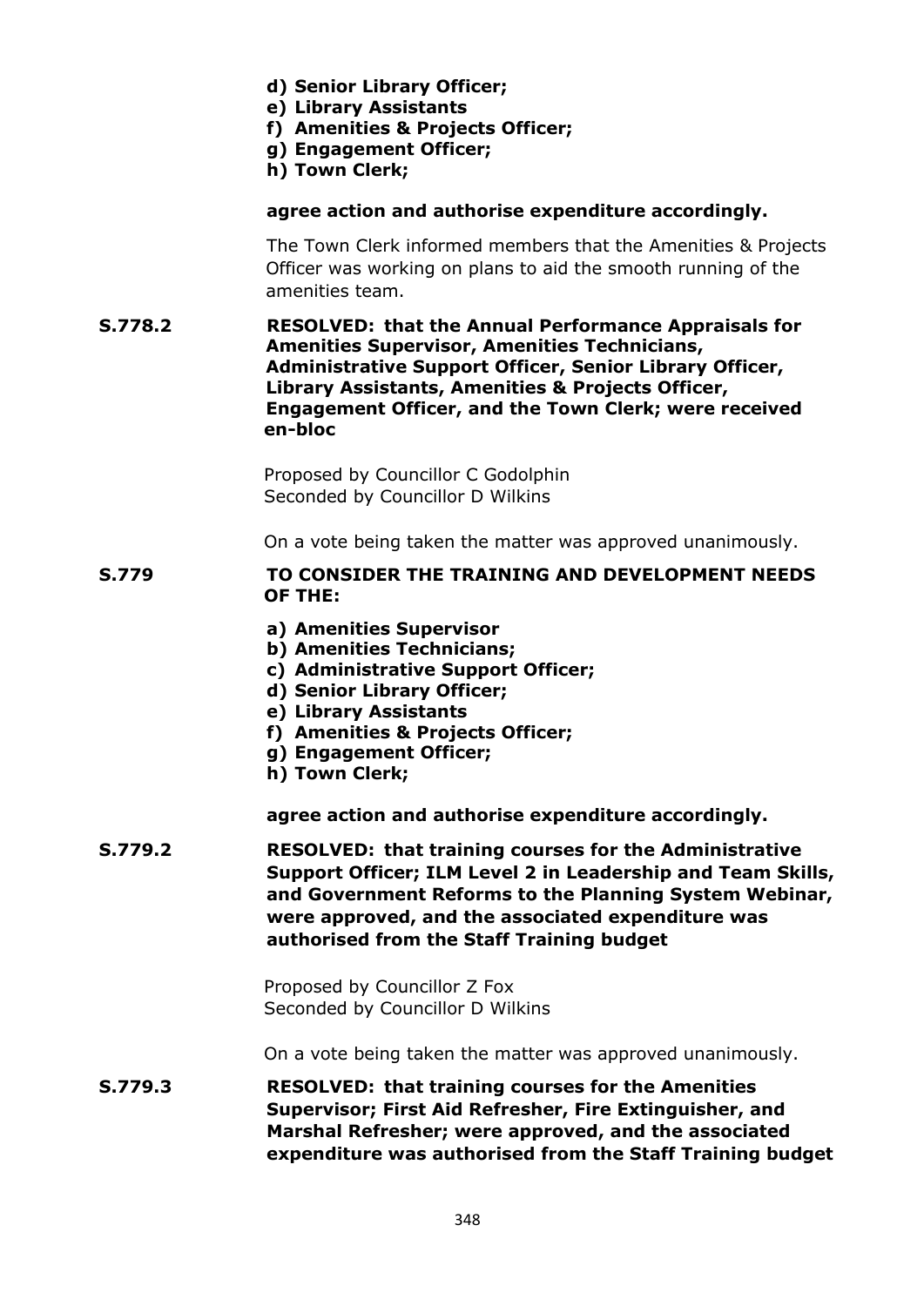**d) Senior Library Officer;**
**e) Library Assistants**
**f) Amenities & Projects Officer;**
**g) Engagement Officer;**
**h) Town Clerk;**

**agree action and authorise expenditure accordingly.**

The Town Clerk informed members that the Amenities & Projects Officer was working on plans to aid the smooth running of the amenities team.

**S.778.2 RESOLVED: that the Annual Performance Appraisals for Amenities Supervisor, Amenities Technicians, Administrative Support Officer, Senior Library Officer, Library Assistants, Amenities & Projects Officer, Engagement Officer, and the Town Clerk; were received en-bloc**

Proposed by Councillor C Godolphin
Seconded by Councillor D Wilkins

On a vote being taken the matter was approved unanimously.

**S.779 TO CONSIDER THE TRAINING AND DEVELOPMENT NEEDS OF THE:**

**a) Amenities Supervisor**
**b) Amenities Technicians;**
**c) Administrative Support Officer;**
**d) Senior Library Officer;**
**e) Library Assistants**
**f) Amenities & Projects Officer;**
**g) Engagement Officer;**
**h) Town Clerk;**

**agree action and authorise expenditure accordingly.**

**S.779.2 RESOLVED: that training courses for the Administrative Support Officer; ILM Level 2 in Leadership and Team Skills, and Government Reforms to the Planning System Webinar, were approved, and the associated expenditure was authorised from the Staff Training budget**

Proposed by Councillor Z Fox
Seconded by Councillor D Wilkins

On a vote being taken the matter was approved unanimously.

**S.779.3 RESOLVED: that training courses for the Amenities Supervisor; First Aid Refresher, Fire Extinguisher, and Marshal Refresher; were approved, and the associated expenditure was authorised from the Staff Training budget**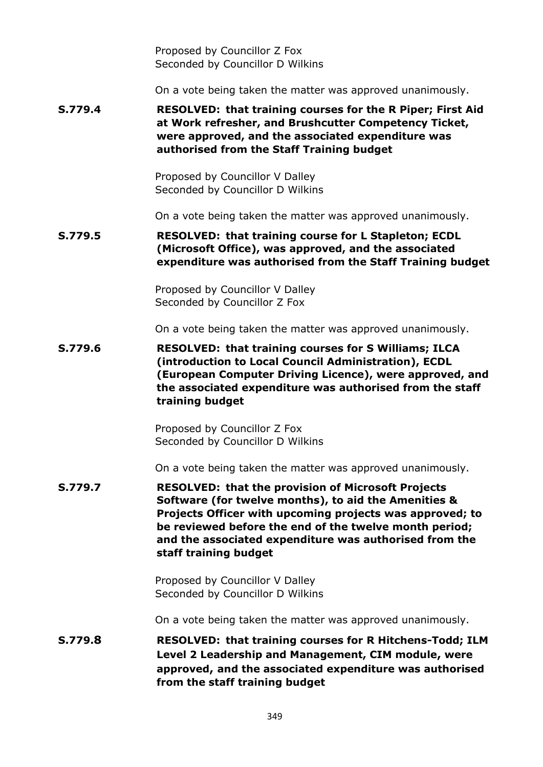Proposed by Councillor Z Fox
Seconded by Councillor D Wilkins

On a vote being taken the matter was approved unanimously.

**S.779.4** **RESOLVED: that training courses for the R Piper; First Aid at Work refresher, and Brushcutter Competency Ticket, were approved, and the associated expenditure was authorised from the Staff Training budget**

Proposed by Councillor V Dalley
Seconded by Councillor D Wilkins

On a vote being taken the matter was approved unanimously.

**S.779.5** **RESOLVED: that training course for L Stapleton; ECDL (Microsoft Office), was approved, and the associated expenditure was authorised from the Staff Training budget**

Proposed by Councillor V Dalley
Seconded by Councillor Z Fox

On a vote being taken the matter was approved unanimously.

**S.779.6** **RESOLVED: that training courses for S Williams; ILCA (introduction to Local Council Administration), ECDL (European Computer Driving Licence), were approved, and the associated expenditure was authorised from the staff training budget**

Proposed by Councillor Z Fox
Seconded by Councillor D Wilkins

On a vote being taken the matter was approved unanimously.

**S.779.7** **RESOLVED: that the provision of Microsoft Projects Software (for twelve months), to aid the Amenities & Projects Officer with upcoming projects was approved; to be reviewed before the end of the twelve month period; and the associated expenditure was authorised from the staff training budget**

Proposed by Councillor V Dalley
Seconded by Councillor D Wilkins

On a vote being taken the matter was approved unanimously.

**S.779.8** **RESOLVED: that training courses for R Hitchens-Todd; ILM Level 2 Leadership and Management, CIM module, were approved, and the associated expenditure was authorised from the staff training budget**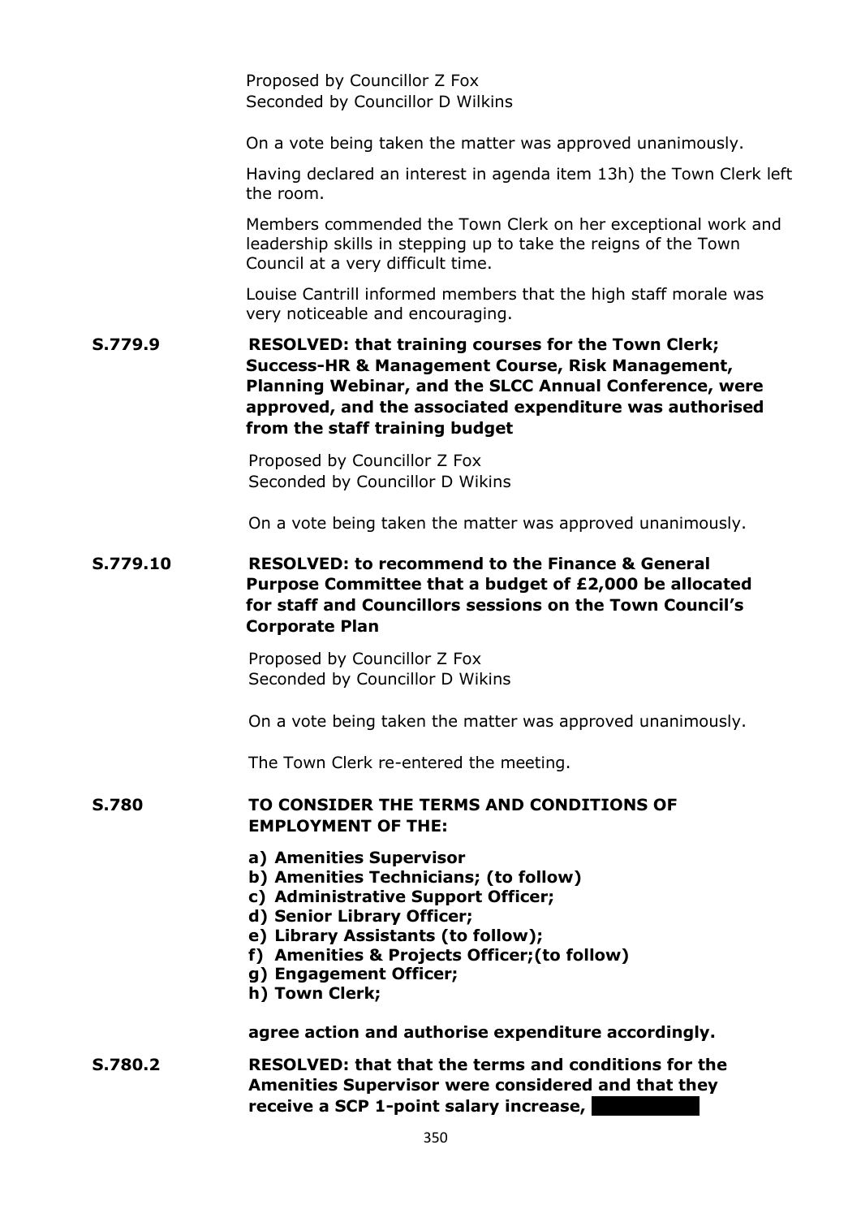Proposed by Councillor Z Fox
Seconded by Councillor D Wilkins

On a vote being taken the matter was approved unanimously.

Having declared an interest in agenda item 13h) the Town Clerk left the room.

Members commended the Town Clerk on her exceptional work and leadership skills in stepping up to take the reigns of the Town Council at a very difficult time.

Louise Cantrill informed members that the high staff morale was very noticeable and encouraging.

**S.779.9** **RESOLVED: that training courses for the Town Clerk; Success-HR & Management Course, Risk Management, Planning Webinar, and the SLCC Annual Conference, were approved, and the associated expenditure was authorised from the staff training budget**

Proposed by Councillor Z Fox
Seconded by Councillor D Wikins

On a vote being taken the matter was approved unanimously.

**S.779.10** **RESOLVED: to recommend to the Finance & General Purpose Committee that a budget of £2,000 be allocated for staff and Councillors sessions on the Town Council's Corporate Plan**

Proposed by Councillor Z Fox
Seconded by Councillor D Wikins

On a vote being taken the matter was approved unanimously.

The Town Clerk re-entered the meeting.

**S.780** **TO CONSIDER THE TERMS AND CONDITIONS OF EMPLOYMENT OF THE:**

**a) Amenities Supervisor**
**b) Amenities Technicians; (to follow)**
**c) Administrative Support Officer;**
**d) Senior Library Officer;**
**e) Library Assistants (to follow);**
**f) Amenities & Projects Officer;(to follow)**
**g) Engagement Officer;**
**h) Town Clerk;**

**agree action and authorise expenditure accordingly.**

**S.780.2** **RESOLVED: that that the terms and conditions for the Amenities Supervisor were considered and that they receive a SCP 1-point salary increase,**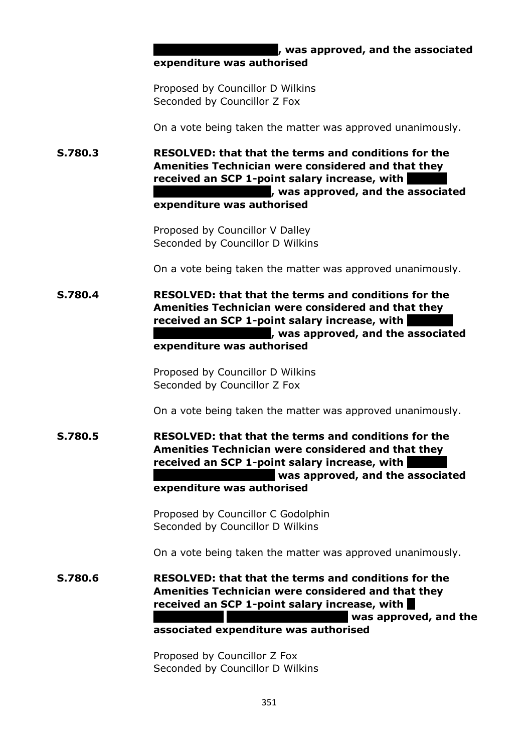**[REDACTED], was approved, and the associated expenditure was authorised**

Proposed by Councillor D Wilkins
Seconded by Councillor Z Fox

On a vote being taken the matter was approved unanimously.

**S.780.3** **RESOLVED: that that the terms and conditions for the Amenities Technician were considered and that they received an SCP 1-point salary increase, with [REDACTED], was approved, and the associated expenditure was authorised**

Proposed by Councillor V Dalley
Seconded by Councillor D Wilkins

On a vote being taken the matter was approved unanimously.

**S.780.4** **RESOLVED: that that the terms and conditions for the Amenities Technician were considered and that they received an SCP 1-point salary increase, with [REDACTED], was approved, and the associated expenditure was authorised**

Proposed by Councillor D Wilkins
Seconded by Councillor Z Fox

On a vote being taken the matter was approved unanimously.

**S.780.5** **RESOLVED: that that the terms and conditions for the Amenities Technician were considered and that they received an SCP 1-point salary increase, with [REDACTED] was approved, and the associated expenditure was authorised**

Proposed by Councillor C Godolphin
Seconded by Councillor D Wilkins

On a vote being taken the matter was approved unanimously.

**S.780.6** **RESOLVED: that that the terms and conditions for the Amenities Technician were considered and that they received an SCP 1-point salary increase, with [REDACTED] was approved, and the associated expenditure was authorised**

Proposed by Councillor Z Fox
Seconded by Councillor D Wilkins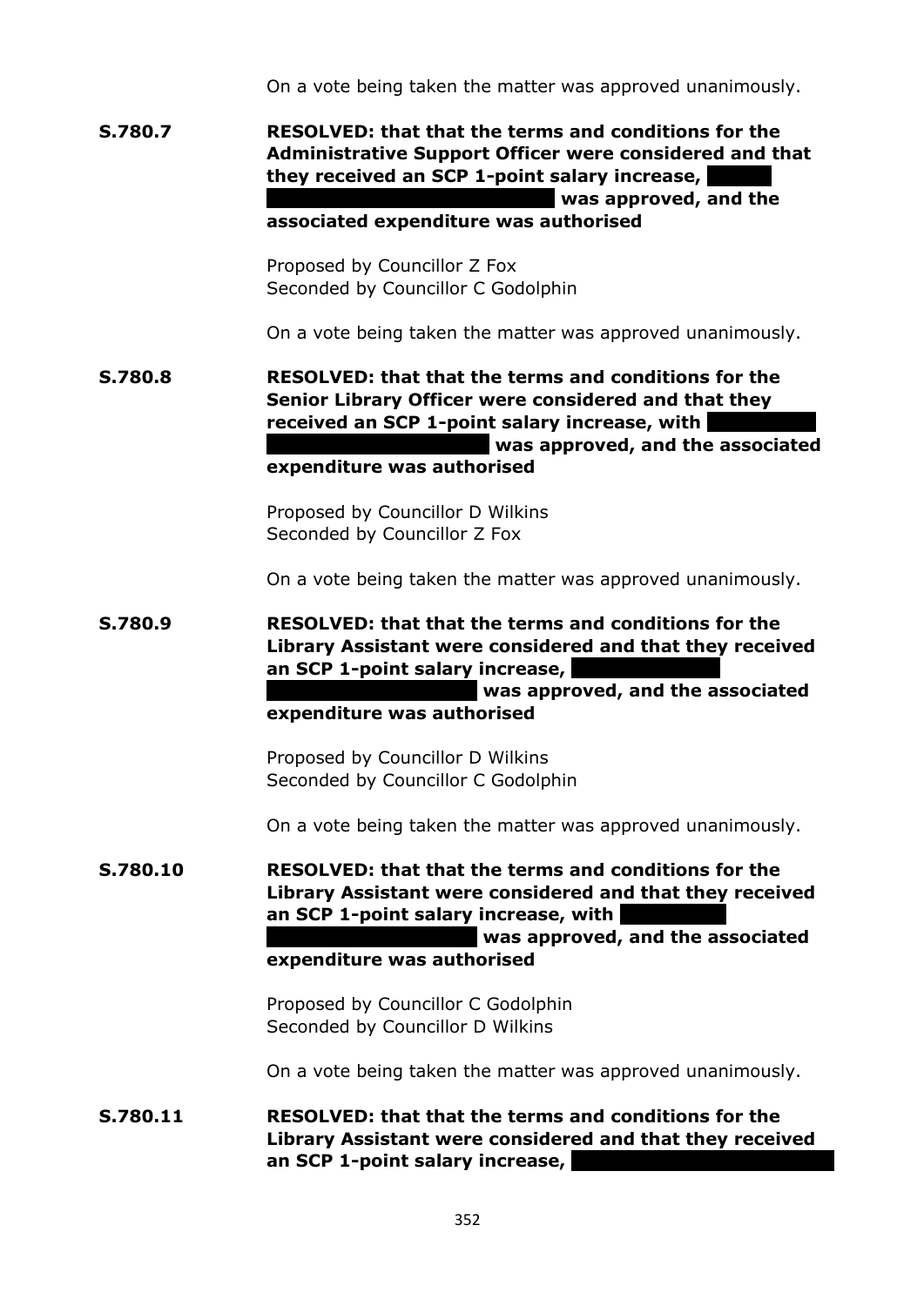On a vote being taken the matter was approved unanimously.

**S.780.7 RESOLVED: that that the terms and conditions for the Administrative Support Officer were considered and that they received an SCP 1-point salary increase, ██████ ██████████████████████ was approved, and the associated expenditure was authorised**

Proposed by Councillor Z Fox
Seconded by Councillor C Godolphin

On a vote being taken the matter was approved unanimously.

**S.780.8 RESOLVED: that that the terms and conditions for the Senior Library Officer were considered and that they received an SCP 1-point salary increase, with ████████ ████████████████ was approved, and the associated expenditure was authorised**

Proposed by Councillor D Wilkins
Seconded by Councillor Z Fox

On a vote being taken the matter was approved unanimously.

**S.780.9 RESOLVED: that that the terms and conditions for the Library Assistant were considered and that they received an SCP 1-point salary increase, ██████████ ████████████████ was approved, and the associated expenditure was authorised**

Proposed by Councillor D Wilkins
Seconded by Councillor C Godolphin

On a vote being taken the matter was approved unanimously.

**S.780.10 RESOLVED: that that the terms and conditions for the Library Assistant were considered and that they received an SCP 1-point salary increase, with ████████ ████████████████ was approved, and the associated expenditure was authorised**

Proposed by Councillor C Godolphin
Seconded by Councillor D Wilkins

On a vote being taken the matter was approved unanimously.

**S.780.11 RESOLVED: that that the terms and conditions for the Library Assistant were considered and that they received an SCP 1-point salary increase, ████████████████████**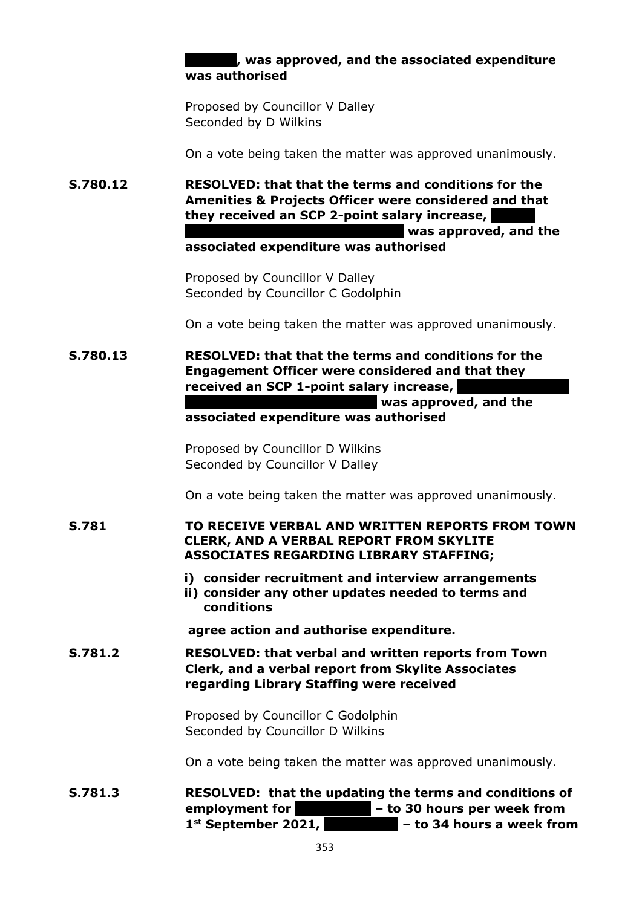**[REDACTED], was approved, and the associated expenditure was authorised**

Proposed by Councillor V Dalley
Seconded by D Wilkins

On a vote being taken the matter was approved unanimously.

**S.780.12** **RESOLVED: that that the terms and conditions for the Amenities & Projects Officer were considered and that they received an SCP 2-point salary increase, [REDACTED] was approved, and the associated expenditure was authorised**

Proposed by Councillor V Dalley
Seconded by Councillor C Godolphin

On a vote being taken the matter was approved unanimously.

**S.780.13** **RESOLVED: that that the terms and conditions for the Engagement Officer were considered and that they received an SCP 1-point salary increase, [REDACTED] was approved, and the associated expenditure was authorised**

Proposed by Councillor D Wilkins
Seconded by Councillor V Dalley

On a vote being taken the matter was approved unanimously.

**S.781** **TO RECEIVE VERBAL AND WRITTEN REPORTS FROM TOWN CLERK, AND A VERBAL REPORT FROM SKYLITE ASSOCIATES REGARDING LIBRARY STAFFING;**

**i) consider recruitment and interview arrangements**
**ii) consider any other updates needed to terms and conditions**

**agree action and authorise expenditure.**

**S.781.2** **RESOLVED: that verbal and written reports from Town Clerk, and a verbal report from Skylite Associates regarding Library Staffing were received**

Proposed by Councillor C Godolphin
Seconded by Councillor D Wilkins

On a vote being taken the matter was approved unanimously.

**S.781.3** **RESOLVED: that the updating the terms and conditions of employment for [REDACTED] – to 30 hours per week from 1st September 2021, [REDACTED] – to 34 hours a week from**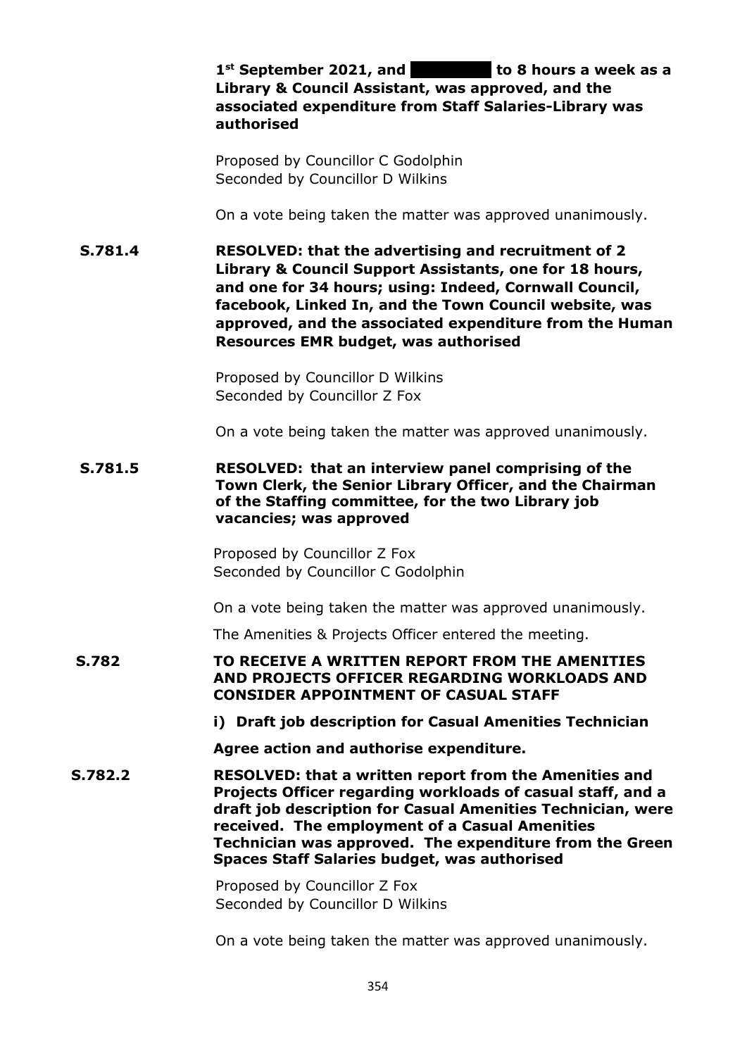**1st September 2021, and ████████ to 8 hours a week as a Library & Council Assistant, was approved, and the associated expenditure from Staff Salaries-Library was authorised**

Proposed by Councillor C Godolphin
Seconded by Councillor D Wilkins

On a vote being taken the matter was approved unanimously.

**S.781.4** **RESOLVED: that the advertising and recruitment of 2 Library & Council Support Assistants, one for 18 hours, and one for 34 hours; using: Indeed, Cornwall Council, facebook, Linked In, and the Town Council website, was approved, and the associated expenditure from the Human Resources EMR budget, was authorised**

Proposed by Councillor D Wilkins
Seconded by Councillor Z Fox

On a vote being taken the matter was approved unanimously.

**S.781.5** **RESOLVED: that an interview panel comprising of the Town Clerk, the Senior Library Officer, and the Chairman of the Staffing committee, for the two Library job vacancies; was approved**

Proposed by Councillor Z Fox
Seconded by Councillor C Godolphin

On a vote being taken the matter was approved unanimously.

The Amenities & Projects Officer entered the meeting.

**S.782** **TO RECEIVE A WRITTEN REPORT FROM THE AMENITIES AND PROJECTS OFFICER REGARDING WORKLOADS AND CONSIDER APPOINTMENT OF CASUAL STAFF**

**i) Draft job description for Casual Amenities Technician**

**Agree action and authorise expenditure.**

**S.782.2** **RESOLVED: that a written report from the Amenities and Projects Officer regarding workloads of casual staff, and a draft job description for Casual Amenities Technician, were received. The employment of a Casual Amenities Technician was approved. The expenditure from the Green Spaces Staff Salaries budget, was authorised**

Proposed by Councillor Z Fox
Seconded by Councillor D Wilkins

On a vote being taken the matter was approved unanimously.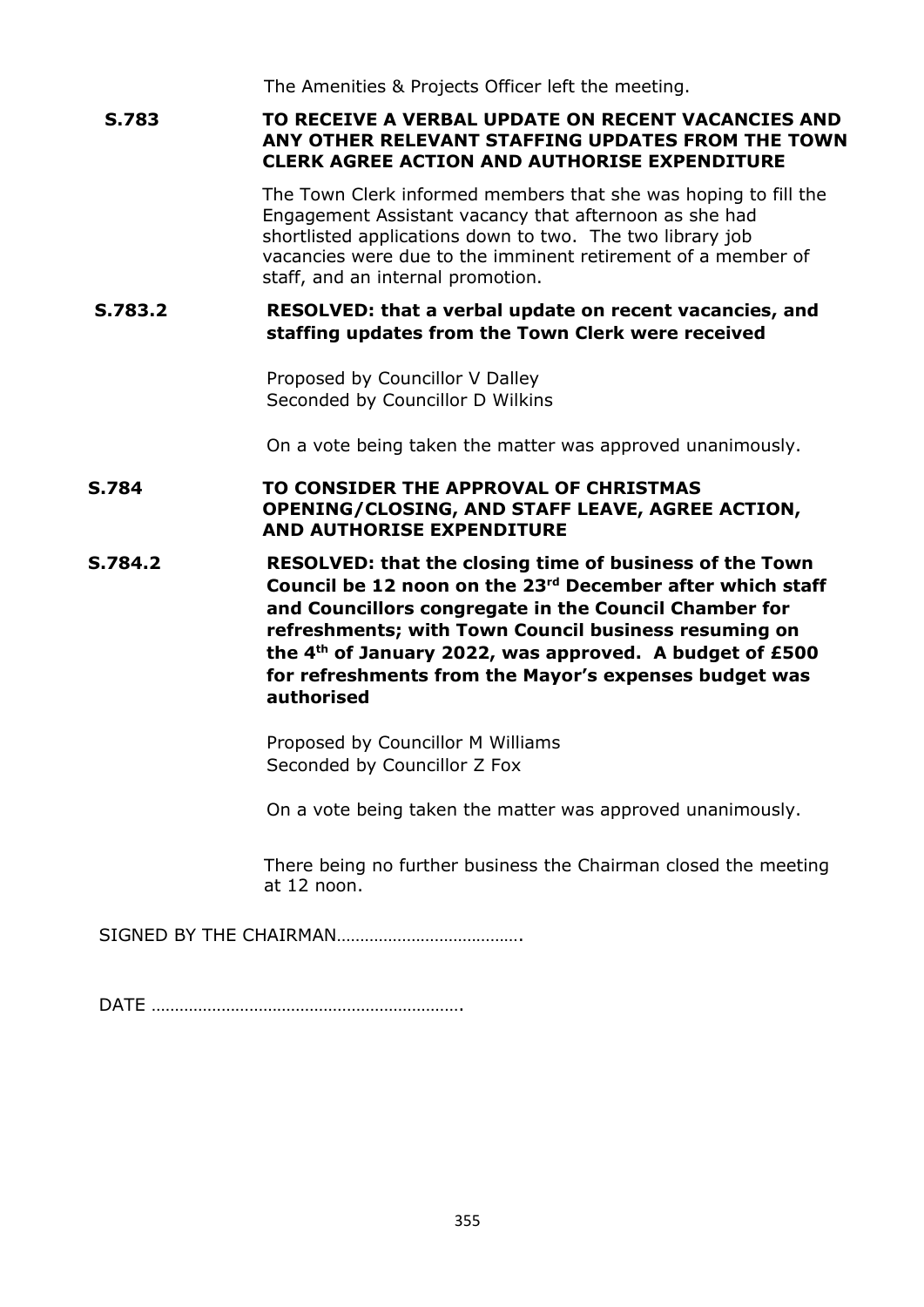The Amenities & Projects Officer left the meeting.

**S.783 TO RECEIVE A VERBAL UPDATE ON RECENT VACANCIES AND ANY OTHER RELEVANT STAFFING UPDATES FROM THE TOWN CLERK AGREE ACTION AND AUTHORISE EXPENDITURE**

The Town Clerk informed members that she was hoping to fill the Engagement Assistant vacancy that afternoon as she had shortlisted applications down to two. The two library job vacancies were due to the imminent retirement of a member of staff, and an internal promotion.

**S.783.2 RESOLVED: that a verbal update on recent vacancies, and staffing updates from the Town Clerk were received**

Proposed by Councillor V Dalley
Seconded by Councillor D Wilkins

On a vote being taken the matter was approved unanimously.

**S.784 TO CONSIDER THE APPROVAL OF CHRISTMAS OPENING/CLOSING, AND STAFF LEAVE, AGREE ACTION, AND AUTHORISE EXPENDITURE**

**S.784.2 RESOLVED: that the closing time of business of the Town Council be 12 noon on the 23rd December after which staff and Councillors congregate in the Council Chamber for refreshments; with Town Council business resuming on the 4th of January 2022, was approved. A budget of £500 for refreshments from the Mayor's expenses budget was authorised**

Proposed by Councillor M Williams
Seconded by Councillor Z Fox

On a vote being taken the matter was approved unanimously.

There being no further business the Chairman closed the meeting at 12 noon.

SIGNED BY THE CHAIRMAN…………………………………

DATE ………………………………………………………….